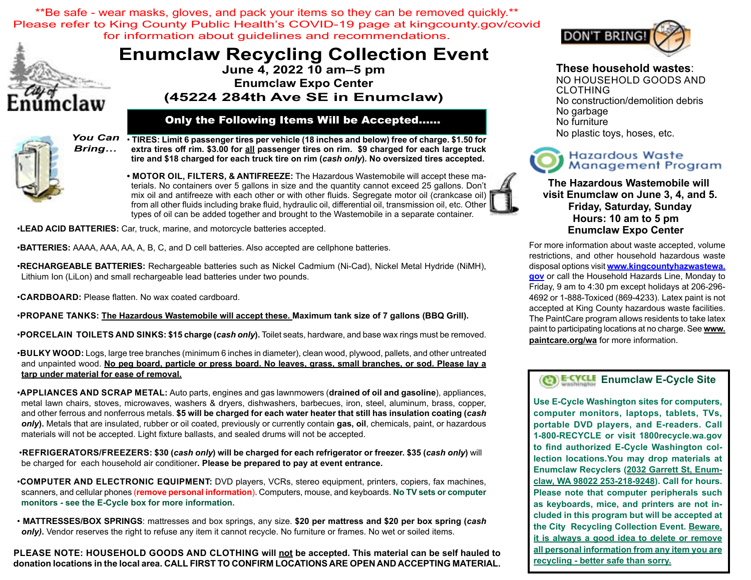**Be safe - wear masks, gloves, and pack your items so they can be removed quickly.**
Please refer to King County Public Health's COVID-19 page at kingcounty.gov/covid for information about guidelines and recommendations.

# Enumclaw Recycling Collection Event

**June 4, 2022 10 am–5 pm**
**Enumclaw Expo Center**
**(45224 284th Ave SE in Enumclaw)**

## Only the Following Items Will be Accepted......

*You Can Bring...*

- **TIRES: Limit 6 passenger tires per vehicle (18 inches and below) free of charge. $1.50 for extra tires off rim. $3.00 for <u>all</u> passenger tires on rim. $9 charged for each large truck tire and $18 charged for each truck tire on rim (*cash only*). No oversized tires accepted.**

- **MOTOR OIL, FILTERS, & ANTIFREEZE:** The Hazardous Wastemobile will accept these materials. No containers over 5 gallons in size and the quantity cannot exceed 25 gallons. Don't mix oil and antifreeze with each other or with other fluids. Segregate motor oil (crankcase oil) from all other fluids including brake fluid, hydraulic oil, differential oil, transmission oil, etc. Other types of oil can be added together and brought to the Wastemobile in a separate container.

- **LEAD ACID BATTERIES:** Car, truck, marine, and motorcycle batteries accepted.

- **BATTERIES:** AAAA, AAA, AA, A, B, C, and D cell batteries. Also accepted are cellphone batteries.

- **RECHARGEABLE BATTERIES:** Rechargeable batteries such as Nickel Cadmium (Ni-Cad), Nickel Metal Hydride (NiMH), Lithium Ion (LiLon) and small rechargeable lead batteries under two pounds.

- **CARDBOARD:** Please flatten. No wax coated cardboard.

- **PROPANE TANKS: <u>The Hazardous Wastemobile will accept these.</u> Maximum tank size of 7 gallons (BBQ Grill).**

- **PORCELAIN TOILETS AND SINKS: $15 charge (*cash only*).** Toilet seats, hardware, and base wax rings must be removed.

- **BULKY WOOD:** Logs, large tree branches (minimum 6 inches in diameter), clean wood, plywood, pallets, and other untreated and unpainted wood. **<u>No peg board, particle or press board. No leaves, grass, small branches, or sod. Please lay a tarp under material for ease of removal.</u>**

- **APPLIANCES AND SCRAP METAL:** Auto parts, engines and gas lawnmowers (**drained of oil and gasoline**), appliances, metal lawn chairs, stoves, microwaves, washers & dryers, dishwashers, barbecues, iron, steel, aluminum, brass, copper, and other ferrous and nonferrous metals. **$5 will be charged for each water heater that still has insulation coating (*cash only*).** Metals that are insulated, rubber or oil coated, previously or currently contain **gas, oil**, chemicals, paint, or hazardous materials will not be accepted. Light fixture ballasts, and sealed drums will not be accepted.

- **REFRIGERATORS/FREEZERS: $30 (*cash only*) will be charged for each refrigerator or freezer. $35 (*cash only*)** will be charged for each household air conditioner**. Please be prepared to pay at event entrance.**

- **COMPUTER AND ELECTRONIC EQUIPMENT:** DVD players, VCRs, stereo equipment, printers, copiers, fax machines, scanners, and cellular phones (**remove personal information**). Computers, mouse, and keyboards. **No TV sets or computer monitors - see the E-Cycle box for more information.**

- **MATTRESSES/BOX SPRINGS**: mattresses and box springs, any size. **$20 per mattress and $20 per box spring (*cash only*).** Vendor reserves the right to refuse any item it cannot recycle. No furniture or frames. No wet or soiled items.

**PLEASE NOTE: HOUSEHOLD GOODS AND CLOTHING will <u>not</u> be accepted. This material can be self hauled to donation locations in the local area. CALL FIRST TO CONFIRM LOCATIONS ARE OPEN AND ACCEPTING MATERIAL.**

DON'T BRING!

**These household wastes**:
NO HOUSEHOLD GOODS AND CLOTHING
No construction/demolition debris
No garbage
No furniture
No plastic toys, hoses, etc.

## Hazardous Waste Management Program

**The Hazardous Wastemobile will visit Enumclaw on June 3, 4, and 5.**
**Friday, Saturday, Sunday**
**Hours: 10 am to 5 pm**
**Enumclaw Expo Center**

For more information about waste accepted, volume restrictions, and other household hazardous waste disposal options visit **www.kingcountyhazwastewa.gov** or call the Household Hazards Line, Monday to Friday, 9 am to 4:30 pm except holidays at 206-296-4692 or 1-888-Toxiced (869-4233). Latex paint is not accepted at King County hazardous waste facilities. The PaintCare program allows residents to take latex paint to participating locations at no charge. See **www.paintcare.org/wa** for more information.

## Enumclaw E-Cycle Site

**Use E-Cycle Washington sites for computers, computer monitors, laptops, tablets, TVs, portable DVD players, and E-readers. Call 1-800-RECYCLE or visit 1800recycle.wa.gov to find authorized E-Cycle Washington collection locations. You may drop materials at Enumclaw Recyclers (<u>2032 Garrett St, Enumclaw, WA 98022 253-218-9248</u>). Call for hours. Please note that computer peripherals such as keyboards, mice, and printers are not included in this program but will be accepted at the City Recycling Collection Event. <u>Beware, it is always a good idea to delete or remove all personal information from any item you are recycling - better safe than sorry.</u>**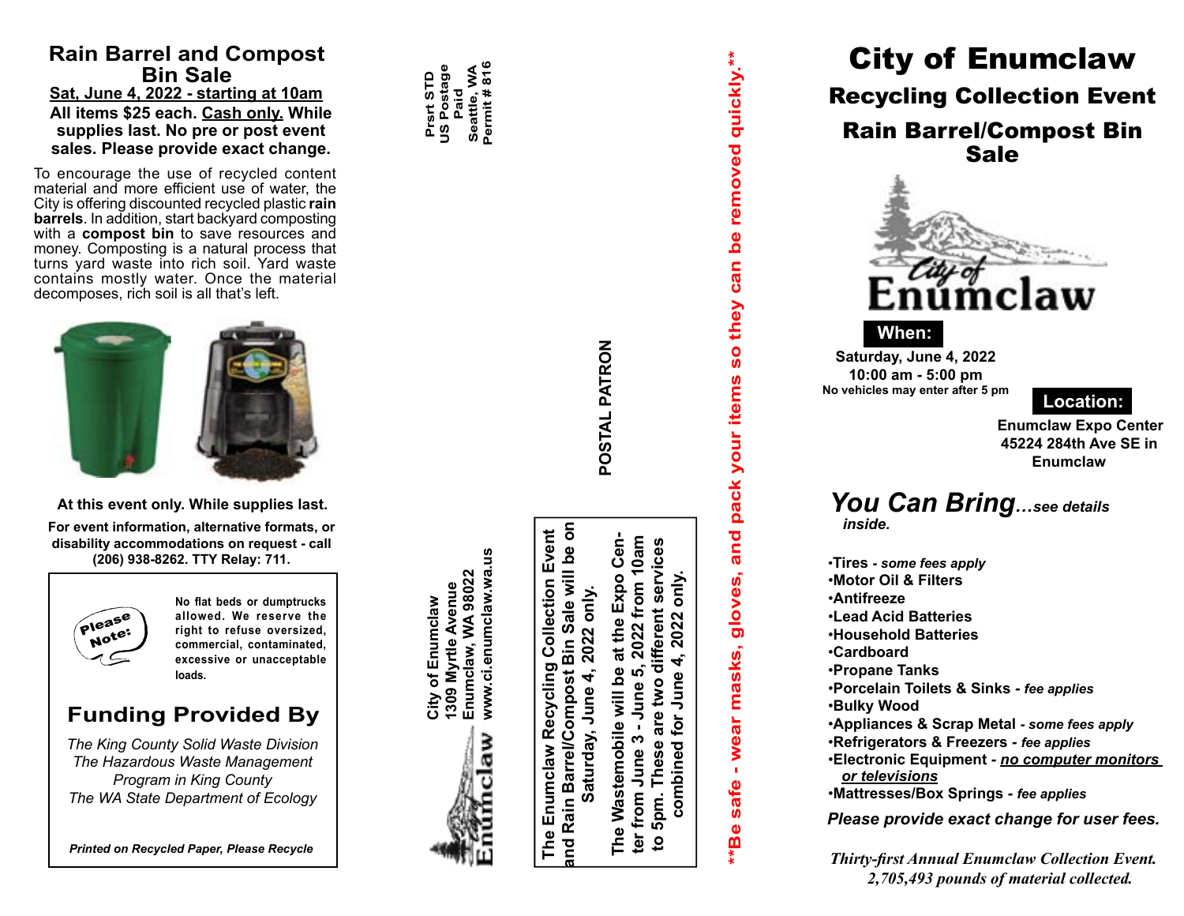## Rain Barrel and Compost Bin Sale

**Sat, June 4, 2022 - starting at 10am**

**All items $25 each. Cash only. While supplies last. No pre or post event sales. Please provide exact change.**

To encourage the use of recycled content material and more efficient use of water, the City is offering discounted recycled plastic **rain barrels**. In addition, start backyard composting with a **compost bin** to save resources and money. Composting is a natural process that turns yard waste into rich soil. Yard waste contains mostly water. Once the material decomposes, rich soil is all that's left.

**At this event only. While supplies last.**

**For event information, alternative formats, or disability accommodations on request - call (206) 938-8262. TTY Relay: 711.**

Please Note:

**No flat beds or dumptrucks allowed. We reserve the right to refuse oversized, commercial, contaminated, excessive or unacceptable loads.**

## Funding Provided By

*The King County Solid Waste Division*
*The Hazardous Waste Management Program in King County*
*The WA State Department of Ecology*

***Printed on Recycled Paper, Please Recycle***

Prsrt STD
US Postage
Paid
Seattle, WA
Permit # 816

City of Enumclaw
1309 Myrtle Avenue
Enumclaw, WA 98022
www.ci.enumclaw.wa.us

**POSTAL PATRON**

**The Enumclaw Recycling Collection Event and Rain Barrel/Compost Bin Sale will be on Saturday, June 4, 2022 only.**

**The Wastemobile will be at the Expo Center from June 3 - June 5, 2022 from 10am to 5pm. These are two different services combined for June 4, 2022 only.**

****Be safe - wear masks, gloves, and pack your items so they can be removed quickly.****

# City of Enumclaw

## Recycling Collection Event

## Rain Barrel/Compost Bin Sale

City of Enumclaw

**When:**

**Saturday, June 4, 2022**
**10:00 am - 5:00 pm**
**No vehicles may enter after 5 pm**

**Location:**

**Enumclaw Expo Center**
**45224 284th Ave SE in Enumclaw**

## *You Can Bring...see details inside.*

- **Tires** - *some fees apply*
- **Motor Oil & Filters**
- **Antifreeze**
- **Lead Acid Batteries**
- **Household Batteries**
- **Cardboard**
- **Propane Tanks**
- **Porcelain Toilets & Sinks** - *fee applies*
- **Bulky Wood**
- **Appliances & Scrap Metal** - *some fees apply*
- **Refrigerators & Freezers** - *fee applies*
- **Electronic Equipment** - ***no computer monitors or televisions***
- **Mattresses/Box Springs** - *fee applies*

***Please provide exact change for user fees.***

*Thirty-first Annual Enumclaw Collection Event.*
*2,705,493 pounds of material collected.*